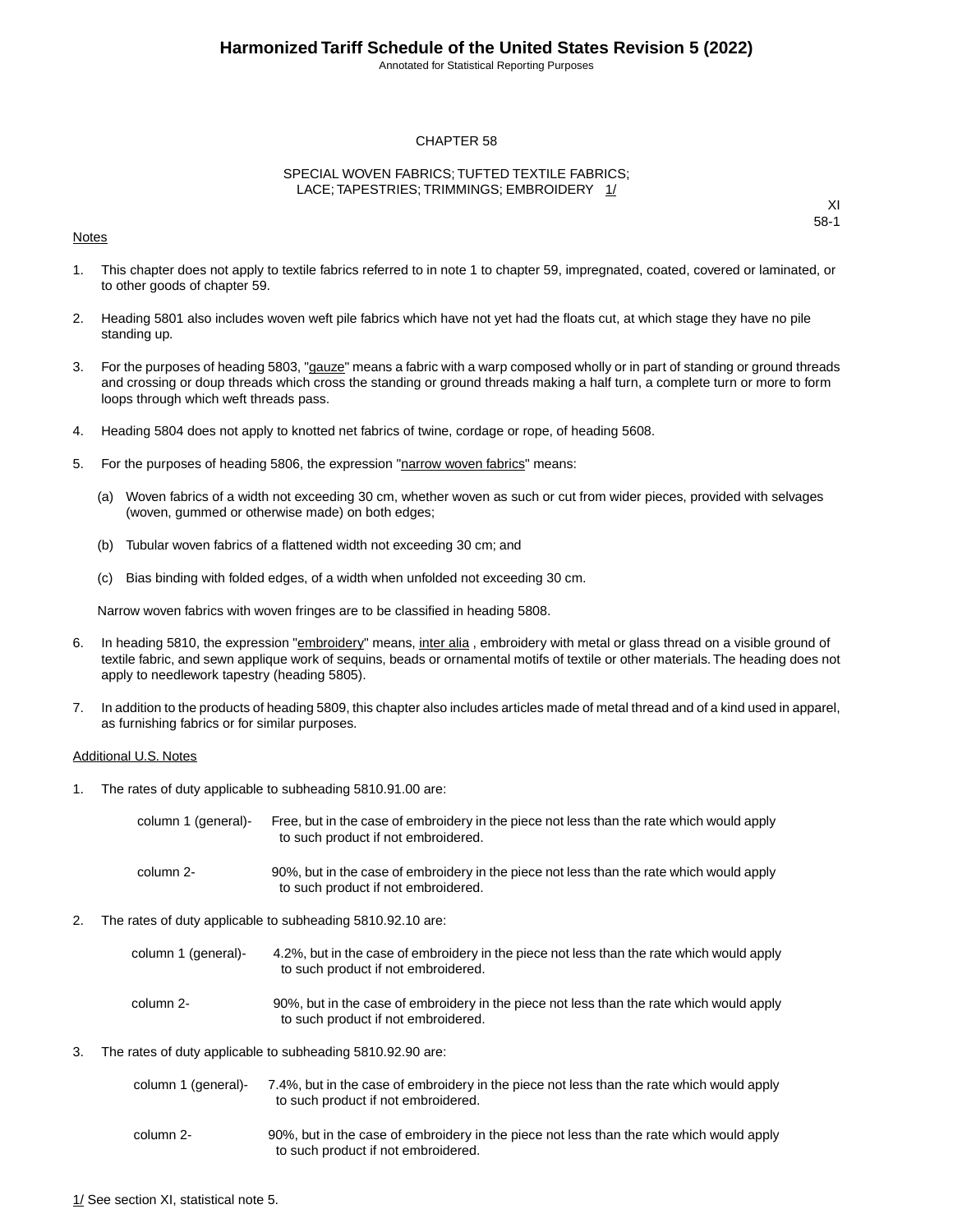# CHAPTER 58

## SPECIAL WOVEN FABRICS; TUFTED TEXTILE FABRICS; LACE; TAPESTRIES; TRIMMINGS; EMBROIDERY 1/

XI
58-1

Notes

1. This chapter does not apply to textile fabrics referred to in note 1 to chapter 59, impregnated, coated, covered or laminated, or to other goods of chapter 59.

2. Heading 5801 also includes woven weft pile fabrics which have not yet had the floats cut, at which stage they have no pile standing up.

3. For the purposes of heading 5803, "gauze" means a fabric with a warp composed wholly or in part of standing or ground threads and crossing or doup threads which cross the standing or ground threads making a half turn, a complete turn or more to form loops through which weft threads pass.

4. Heading 5804 does not apply to knotted net fabrics of twine, cordage or rope, of heading 5608.

5. For the purposes of heading 5806, the expression "narrow woven fabrics" means:

   (a) Woven fabrics of a width not exceeding 30 cm, whether woven as such or cut from wider pieces, provided with selvages (woven, gummed or otherwise made) on both edges;

   (b) Tubular woven fabrics of a flattened width not exceeding 30 cm; and

   (c) Bias binding with folded edges, of a width when unfolded not exceeding 30 cm.

   Narrow woven fabrics with woven fringes are to be classified in heading 5808.

6. In heading 5810, the expression "embroidery" means, inter alia , embroidery with metal or glass thread on a visible ground of textile fabric, and sewn applique work of sequins, beads or ornamental motifs of textile or other materials. The heading does not apply to needlework tapestry (heading 5805).

7. In addition to the products of heading 5809, this chapter also includes articles made of metal thread and of a kind used in apparel, as furnishing fabrics or for similar purposes.

Additional U.S. Notes

1. The rates of duty applicable to subheading 5810.91.00 are:

   column 1 (general)- Free, but in the case of embroidery in the piece not less than the rate which would apply to such product if not embroidered.

   column 2- 90%, but in the case of embroidery in the piece not less than the rate which would apply to such product if not embroidered.

2. The rates of duty applicable to subheading 5810.92.10 are:

   column 1 (general)- 4.2%, but in the case of embroidery in the piece not less than the rate which would apply to such product if not embroidered.

   column 2- 90%, but in the case of embroidery in the piece not less than the rate which would apply to such product if not embroidered.

3. The rates of duty applicable to subheading 5810.92.90 are:

   column 1 (general)- 7.4%, but in the case of embroidery in the piece not less than the rate which would apply to such product if not embroidered.

   column 2- 90%, but in the case of embroidery in the piece not less than the rate which would apply to such product if not embroidered.

1/ See section XI, statistical note 5.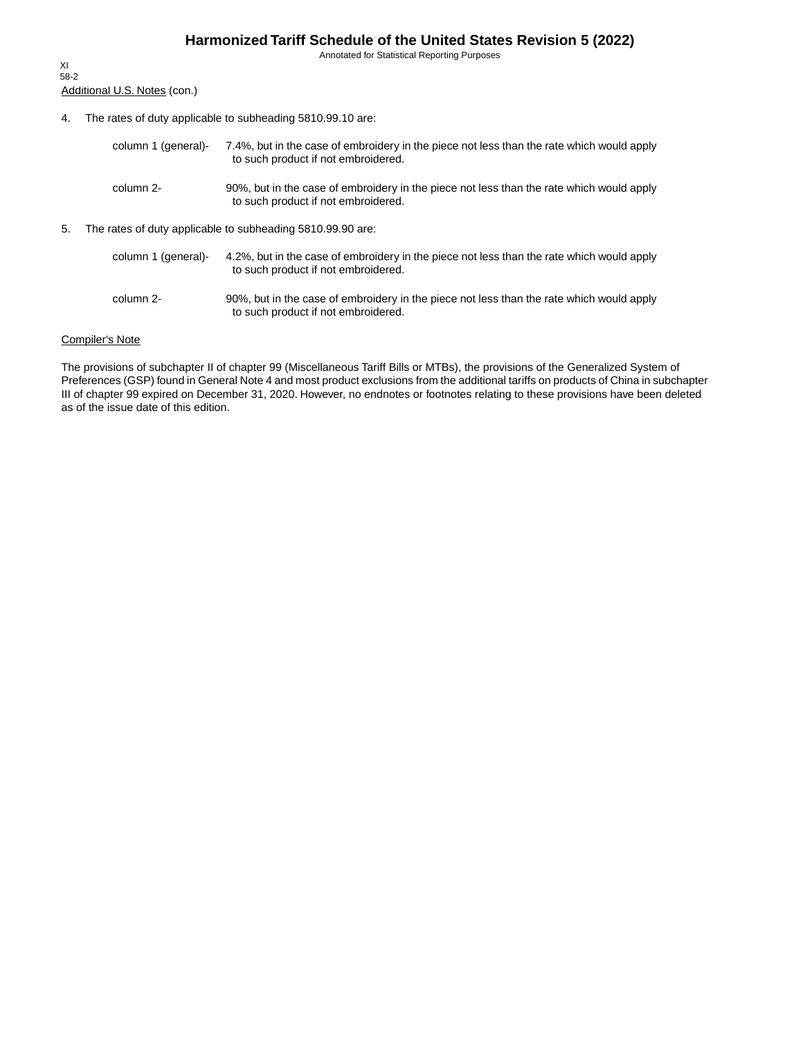Additional U.S. Notes (con.)

4. The rates of duty applicable to subheading 5810.99.10 are:

   column 1 (general)- 7.4%, but in the case of embroidery in the piece not less than the rate which would apply to such product if not embroidered.

   column 2- 90%, but in the case of embroidery in the piece not less than the rate which would apply to such product if not embroidered.

5. The rates of duty applicable to subheading 5810.99.90 are:

   column 1 (general)- 4.2%, but in the case of embroidery in the piece not less than the rate which would apply to such product if not embroidered.

   column 2- 90%, but in the case of embroidery in the piece not less than the rate which would apply to such product if not embroidered.

Compiler's Note

The provisions of subchapter II of chapter 99 (Miscellaneous Tariff Bills or MTBs), the provisions of the Generalized System of Preferences (GSP) found in General Note 4 and most product exclusions from the additional tariffs on products of China in subchapter III of chapter 99 expired on December 31, 2020. However, no endnotes or footnotes relating to these provisions have been deleted as of the issue date of this edition.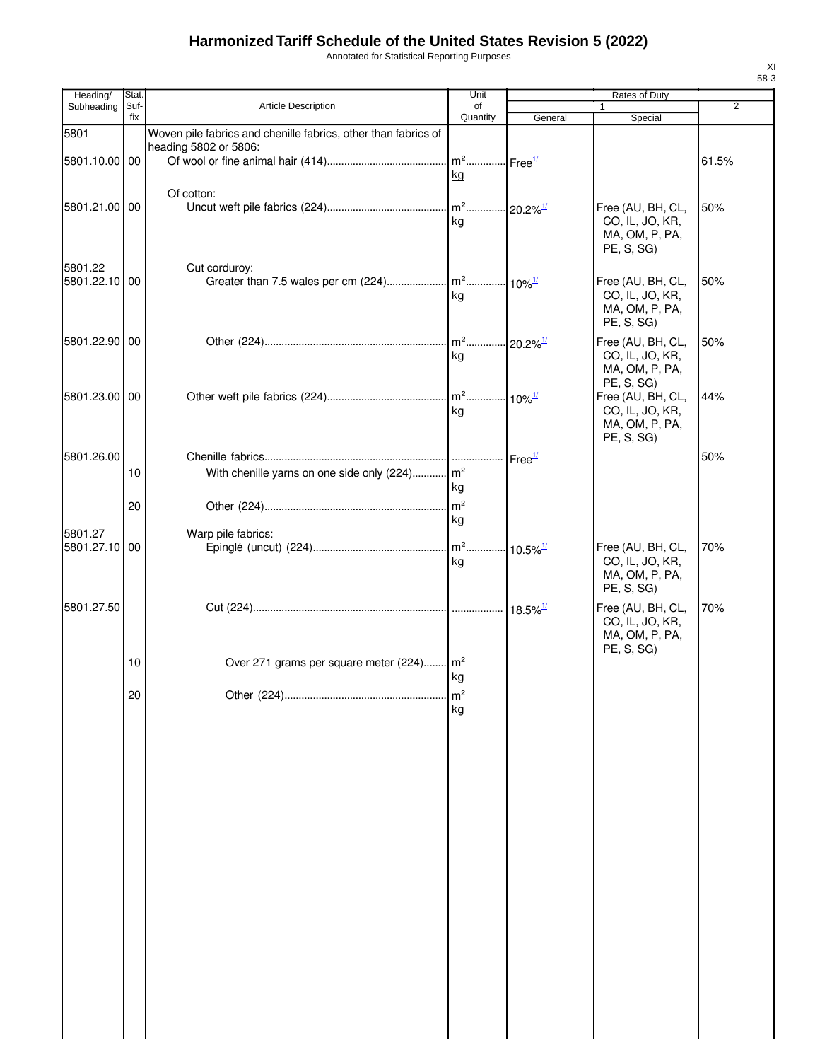# Harmonized Tariff Schedule of the United States Revision 5 (2022)

Annotated for Statistical Reporting Purposes

XI
58-3

| Heading/ Subheading | Stat. Suf-fix | Article Description | Unit of Quantity | Rates of Duty 1 General | Special | 2 |
|---|---|---|---|---|---|---|
| 5801 | | Woven pile fabrics and chenille fabrics, other than fabrics of heading 5802 or 5806: | | | | |
| 5801.10.00 | 00 | Of wool or fine animal hair (414) | m²<br>kg | Free[1/] | | 61.5% |
| | | Of cotton: | | | | |
| 5801.21.00 | 00 | Uncut weft pile fabrics (224) | m²<br>kg | 20.2%[1/] | Free (AU, BH, CL, CO, IL, JO, KR, MA, OM, P, PA, PE, S, SG) | 50% |
| 5801.22 | | Cut corduroy: | | | | |
| 5801.22.10 | 00 | Greater than 7.5 wales per cm (224) | m²<br>kg | 10%[1/] | Free (AU, BH, CL, CO, IL, JO, KR, MA, OM, P, PA, PE, S, SG) | 50% |
| 5801.22.90 | 00 | Other (224) | m²<br>kg | 20.2%[1/] | Free (AU, BH, CL, CO, IL, JO, KR, MA, OM, P, PA, PE, S, SG) | 50% |
| 5801.23.00 | 00 | Other weft pile fabrics (224) | m²<br>kg | 10%[1/] | Free (AU, BH, CL, CO, IL, JO, KR, MA, OM, P, PA, PE, S, SG) | 44% |
| 5801.26.00 | | Chenille fabrics | | Free[1/] | | 50% |
| | 10 | With chenille yarns on one side only (224) | m²<br>kg | | | |
| | 20 | Other (224) | m²<br>kg | | | |
| 5801.27 | | Warp pile fabrics: | | | | |
| 5801.27.10 | 00 | Epinglé (uncut) (224) | m²<br>kg | 10.5%[1/] | Free (AU, BH, CL, CO, IL, JO, KR, MA, OM, P, PA, PE, S, SG) | 70% |
| 5801.27.50 | | Cut (224) | | 18.5%[1/] | Free (AU, BH, CL, CO, IL, JO, KR, MA, OM, P, PA, PE, S, SG) | 70% |
| | 10 | Over 271 grams per square meter (224) | m²<br>kg | | | |
| | 20 | Other (224) | m²<br>kg | | | |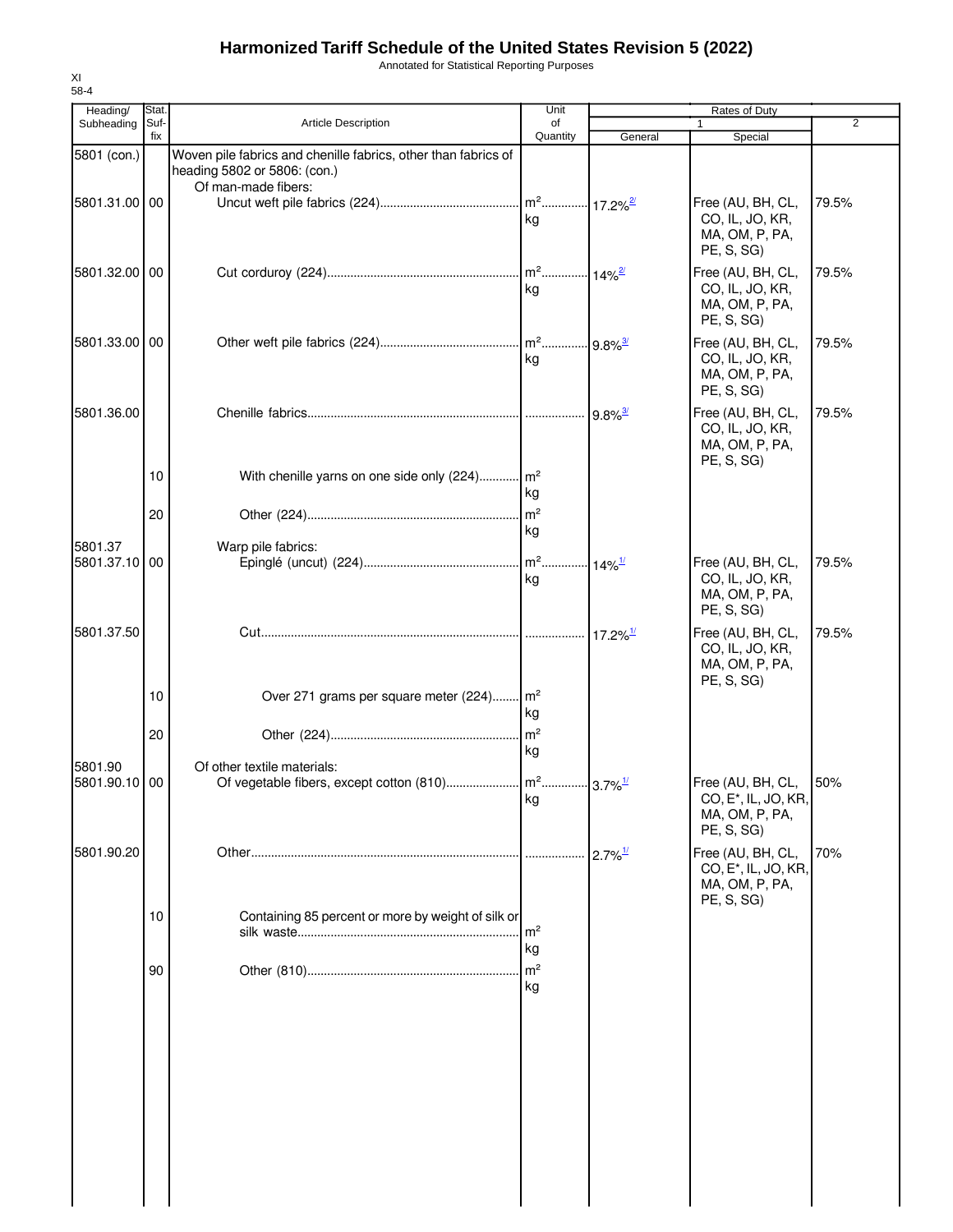# Harmonized Tariff Schedule of the United States Revision 5 (2022)

Annotated for Statistical Reporting Purposes

XI
58-4

| Heading/ Subheading | Stat. Suf-fix | Article Description | Unit of Quantity | Rates of Duty 1 General | Special | 2 |
|---|---|---|---|---|---|---|
| 5801 (con.) | | Woven pile fabrics and chenille fabrics, other than fabrics of heading 5802 or 5806: (con.) | | | | |
| | | Of man-made fibers: | | | | |
| 5801.31.00 | 00 | Uncut weft pile fabrics (224) | $m^2$ kg | 17.2%[2/] | Free (AU, BH, CL, CO, IL, JO, KR, MA, OM, P, PA, PE, S, SG) | 79.5% |
| 5801.32.00 | 00 | Cut corduroy (224) | $m^2$ kg | 14%[2/] | Free (AU, BH, CL, CO, IL, JO, KR, MA, OM, P, PA, PE, S, SG) | 79.5% |
| 5801.33.00 | 00 | Other weft pile fabrics (224) | $m^2$ kg | 9.8%[3/] | Free (AU, BH, CL, CO, IL, JO, KR, MA, OM, P, PA, PE, S, SG) | 79.5% |
| 5801.36.00 | | Chenille fabrics | | 9.8%[3/] | Free (AU, BH, CL, CO, IL, JO, KR, MA, OM, P, PA, PE, S, SG) | 79.5% |
| | 10 | With chenille yarns on one side only (224) | $m^2$ kg | | | |
| | 20 | Other (224) | $m^2$ kg | | | |
| 5801.37 | | Warp pile fabrics: | | | | |
| 5801.37.10 | 00 | Epinglé (uncut) (224) | $m^2$ kg | 14%[1/] | Free (AU, BH, CL, CO, IL, JO, KR, MA, OM, P, PA, PE, S, SG) | 79.5% |
| 5801.37.50 | | Cut | | 17.2%[1/] | Free (AU, BH, CL, CO, IL, JO, KR, MA, OM, P, PA, PE, S, SG) | 79.5% |
| | 10 | Over 271 grams per square meter (224) | $m^2$ kg | | | |
| | 20 | Other (224) | $m^2$ kg | | | |
| 5801.90 | | Of other textile materials: | | | | |
| 5801.90.10 | 00 | Of vegetable fibers, except cotton (810) | $m^2$ kg | 3.7%[1/] | Free (AU, BH, CL, CO, E*, IL, JO, KR, MA, OM, P, PA, PE, S, SG) | 50% |
| 5801.90.20 | | Other | | 2.7%[1/] | Free (AU, BH, CL, CO, E*, IL, JO, KR, MA, OM, P, PA, PE, S, SG) | 70% |
| | 10 | Containing 85 percent or more by weight of silk or silk waste | $m^2$ kg | | | |
| | 90 | Other (810) | $m^2$ kg | | | |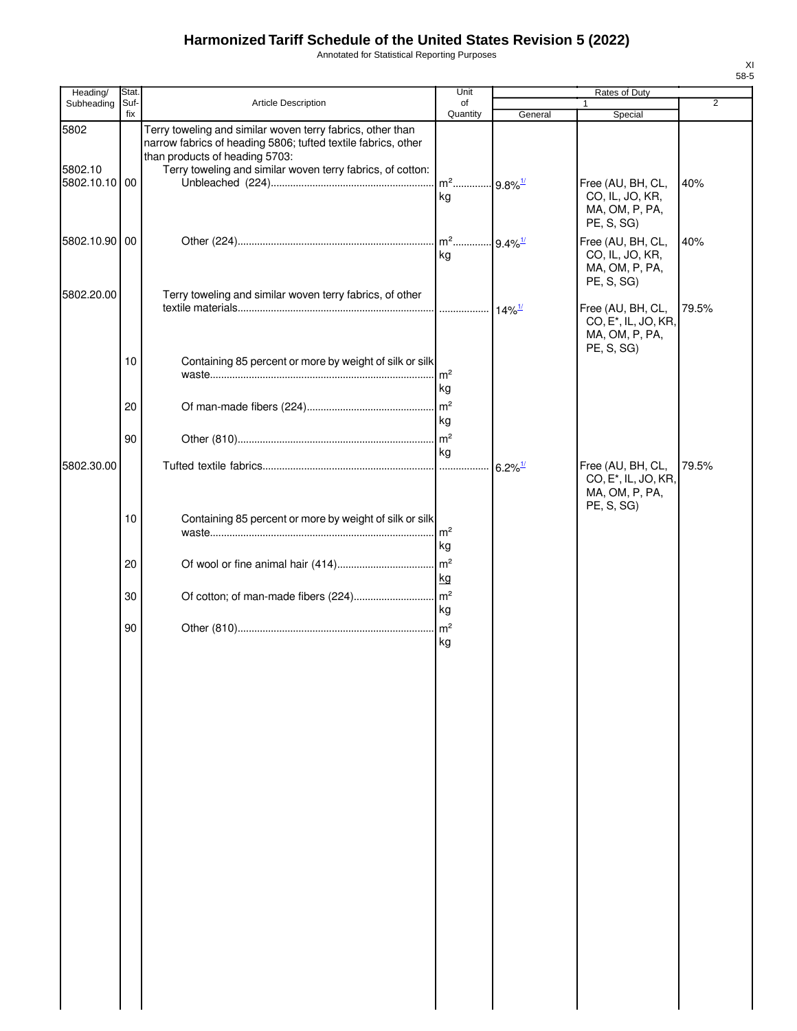# Harmonized Tariff Schedule of the United States Revision 5 (2022)

Annotated for Statistical Reporting Purposes

| Heading/ Subheading | Stat. Suf- fix | Article Description | Unit of Quantity | Rates of Duty 1 General | Special | 2 |
|---|---|---|---|---|---|---|
| 5802 | | Terry toweling and similar woven terry fabrics, other than narrow fabrics of heading 5806; tufted textile fabrics, other than products of heading 5703: | | | | |
| 5802.10 | | Terry toweling and similar woven terry fabrics, of cotton: | | | | |
| 5802.10.10 | 00 | Unbleached (224) | m² kg | 9.8%1/ | Free (AU, BH, CL, CO, IL, JO, KR, MA, OM, P, PA, PE, S, SG) | 40% |
| 5802.10.90 | 00 | Other (224) | m² kg | 9.4%1/ | Free (AU, BH, CL, CO, IL, JO, KR, MA, OM, P, PA, PE, S, SG) | 40% |
| 5802.20.00 | | Terry toweling and similar woven terry fabrics, of other textile materials | | 14%1/ | Free (AU, BH, CL, CO, E*, IL, JO, KR, MA, OM, P, PA, PE, S, SG) | 79.5% |
| | 10 | Containing 85 percent or more by weight of silk or silk waste | m² kg | | | |
| | 20 | Of man-made fibers (224) | m² kg | | | |
| | 90 | Other (810) | m² kg | | | |
| 5802.30.00 | | Tufted textile fabrics | | 6.2%1/ | Free (AU, BH, CL, CO, E*, IL, JO, KR, MA, OM, P, PA, PE, S, SG) | 79.5% |
| | 10 | Containing 85 percent or more by weight of silk or silk waste | m² kg | | | |
| | 20 | Of wool or fine animal hair (414) | m² kg | | | |
| | 30 | Of cotton; of man-made fibers (224) | m² kg | | | |
| | 90 | Other (810) | m² kg | | | |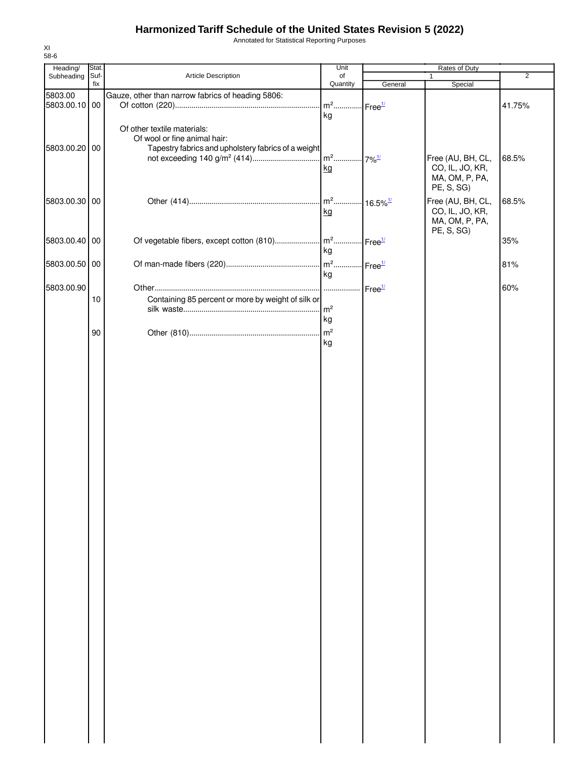# Harmonized Tariff Schedule of the United States Revision 5 (2022)

Annotated for Statistical Reporting Purposes

XI
58-6

| Heading/ Subheading | Stat. Suf- fix | Article Description | Unit of Quantity | Rates of Duty 1 General | Special | 2 |
|---|---|---|---|---|---|---|
| 5803.00 | | Gauze, other than narrow fabrics of heading 5806: | | | | |
| 5803.00.10 | 00 | Of cotton (220) | $m^2$ kg | Free[1/] | | 41.75% |
| | | Of other textile materials: | | | | |
| | | Of wool or fine animal hair: | | | | |
| 5803.00.20 | 00 | Tapestry fabrics and upholstery fabrics of a weight not exceeding 140 g/$m^2$ (414) | $m^2$ kg | 7%[1/] | Free (AU, BH, CL, CO, IL, JO, KR, MA, OM, P, PA, PE, S, SG) | 68.5% |
| 5803.00.30 | 00 | Other (414) | $m^2$ kg | 16.5%[1/] | Free (AU, BH, CL, CO, IL, JO, KR, MA, OM, P, PA, PE, S, SG) | 68.5% |
| 5803.00.40 | 00 | Of vegetable fibers, except cotton (810) | $m^2$ kg | Free[1/] | | 35% |
| 5803.00.50 | 00 | Of man-made fibers (220) | $m^2$ kg | Free[1/] | | 81% |
| 5803.00.90 | | Other | | Free[1/] | | 60% |
| | 10 | Containing 85 percent or more by weight of silk or silk waste | $m^2$ kg | | | |
| | 90 | Other (810) | $m^2$ kg | | | |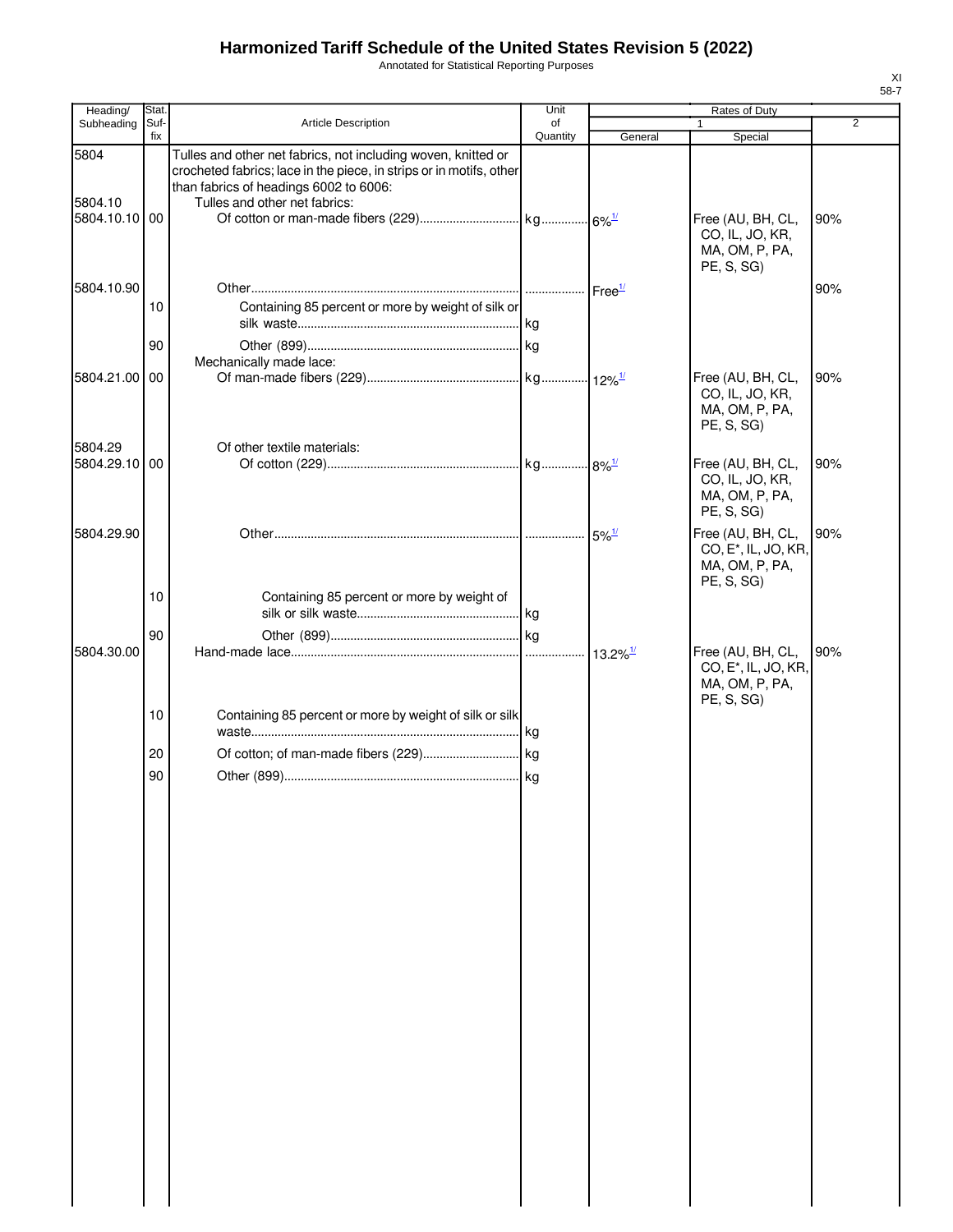# Harmonized Tariff Schedule of the United States Revision 5 (2022)

Annotated for Statistical Reporting Purposes

| Heading/ Subheading | Stat. Suf- fix | Article Description | Unit of Quantity | Rates of Duty 1 General | Special | 2 |
|---|---|---|---|---|---|---|
| 5804 | | Tulles and other net fabrics, not including woven, knitted or crocheted fabrics; lace in the piece, in strips or in motifs, other than fabrics of headings 6002 to 6006: | | | | |
| 5804.10 | | Tulles and other net fabrics: | | | | |
| 5804.10.10 | 00 | Of cotton or man-made fibers (229) | kg | 6%[1/] | Free (AU, BH, CL, CO, IL, JO, KR, MA, OM, P, PA, PE, S, SG) | 90% |
| 5804.10.90 | | Other | | Free[1/] | | 90% |
| | 10 | Containing 85 percent or more by weight of silk or silk waste | kg | | | |
| | 90 | Other (899) | kg | | | |
| | | Mechanically made lace: | | | | |
| 5804.21.00 | 00 | Of man-made fibers (229) | kg | 12%[1/] | Free (AU, BH, CL, CO, IL, JO, KR, MA, OM, P, PA, PE, S, SG) | 90% |
| 5804.29 | | Of other textile materials: | | | | |
| 5804.29.10 | 00 | Of cotton (229) | kg | 8%[1/] | Free (AU, BH, CL, CO, IL, JO, KR, MA, OM, P, PA, PE, S, SG) | 90% |
| 5804.29.90 | | Other | | 5%[1/] | Free (AU, BH, CL, CO, E*, IL, JO, KR, MA, OM, P, PA, PE, S, SG) | 90% |
| | 10 | Containing 85 percent or more by weight of silk or silk waste | kg | | | |
| | 90 | Other (899) | kg | | | |
| 5804.30.00 | | Hand-made lace | | 13.2%[1/] | Free (AU, BH, CL, CO, E*, IL, JO, KR, MA, OM, P, PA, PE, S, SG) | 90% |
| | 10 | Containing 85 percent or more by weight of silk or silk waste | kg | | | |
| | 20 | Of cotton; of man-made fibers (229) | kg | | | |
| | 90 | Other (899) | kg | | | |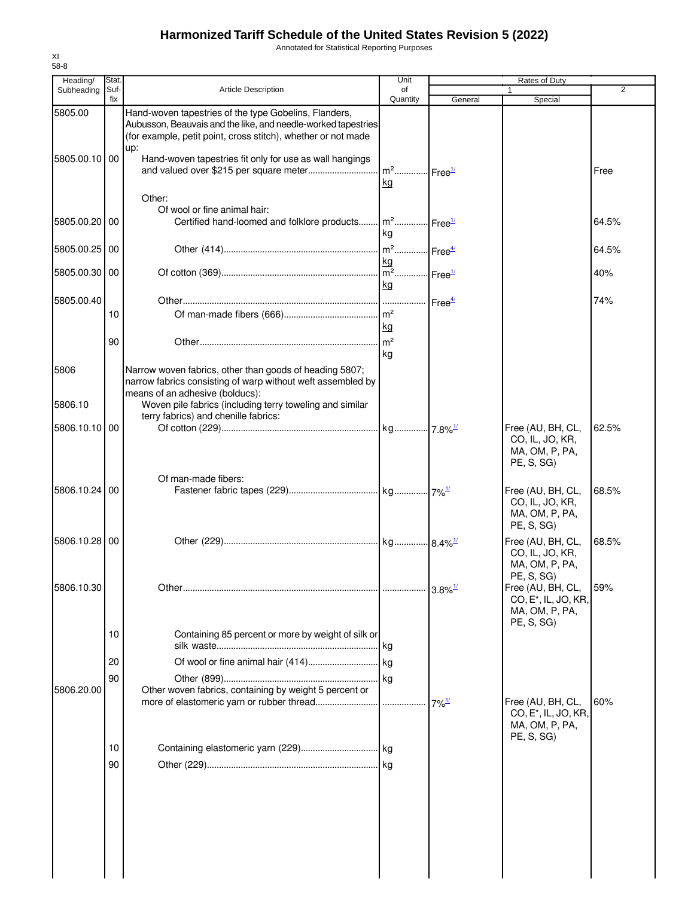# Harmonized Tariff Schedule of the United States Revision 5 (2022)

Annotated for Statistical Reporting Purposes

XI
58-8

| Heading/ Subheading | Stat. Suf- fix | Article Description | Unit of Quantity | Rates of Duty | | |
|---|---|---|---|---|---|---|
| | | | | 1 | | 2 |
| | | | | General | Special | |
| 5805.00 | | Hand-woven tapestries of the type Gobelins, Flanders, Aubusson, Beauvais and the like, and needle-worked tapestries (for example, petit point, cross stitch), whether or not made up: | | | | |
| 5805.00.10 | 00 | Hand-woven tapestries fit only for use as wall hangings and valued over $215 per square meter | m²<br>kg | Free1/ | | Free |
| | | Other: | | | | |
| | | Of wool or fine animal hair: | | | | |
| 5805.00.20 | 00 | Certified hand-loomed and folklore products | m²<br>kg | Free1/ | | 64.5% |
| 5805.00.25 | 00 | Other (414) | m²<br>kg | Free4/ | | 64.5% |
| 5805.00.30 | 00 | Of cotton (369) | m²<br>kg | Free1/ | | 40% |
| 5805.00.40 | | Other | | Free4/ | | 74% |
| | 10 | Of man-made fibers (666) | m²<br>kg | | | |
| | 90 | Other | m²<br>kg | | | |
| 5806 | | Narrow woven fabrics, other than goods of heading 5807; narrow fabrics consisting of warp without weft assembled by means of an adhesive (bolducs): | | | | |
| 5806.10 | | Woven pile fabrics (including terry toweling and similar terry fabrics) and chenille fabrics: | | | | |
| 5806.10.10 | 00 | Of cotton (229) | kg | 7.8%1/ | Free (AU, BH, CL, CO, IL, JO, KR, MA, OM, P, PA, PE, S, SG) | 62.5% |
| | | Of man-made fibers: | | | | |
| 5806.10.24 | 00 | Fastener fabric tapes (229) | kg | 7%1/ | Free (AU, BH, CL, CO, IL, JO, KR, MA, OM, P, PA, PE, S, SG) | 68.5% |
| 5806.10.28 | 00 | Other (229) | kg | 8.4%1/ | Free (AU, BH, CL, CO, IL, JO, KR, MA, OM, P, PA, PE, S, SG) | 68.5% |
| 5806.10.30 | | Other | | 3.8%1/ | Free (AU, BH, CL, CO, E*, IL, JO, KR, MA, OM, P, PA, PE, S, SG) | 59% |
| | 10 | Containing 85 percent or more by weight of silk or silk waste | kg | | | |
| | 20 | Of wool or fine animal hair (414) | kg | | | |
| | 90 | Other (899) | kg | | | |
| 5806.20.00 | | Other woven fabrics, containing by weight 5 percent or more of elastomeric yarn or rubber thread | | 7%1/ | Free (AU, BH, CL, CO, E*, IL, JO, KR, MA, OM, P, PA, PE, S, SG) | 60% |
| | 10 | Containing elastomeric yarn (229) | kg | | | |
| | 90 | Other (229) | kg | | | |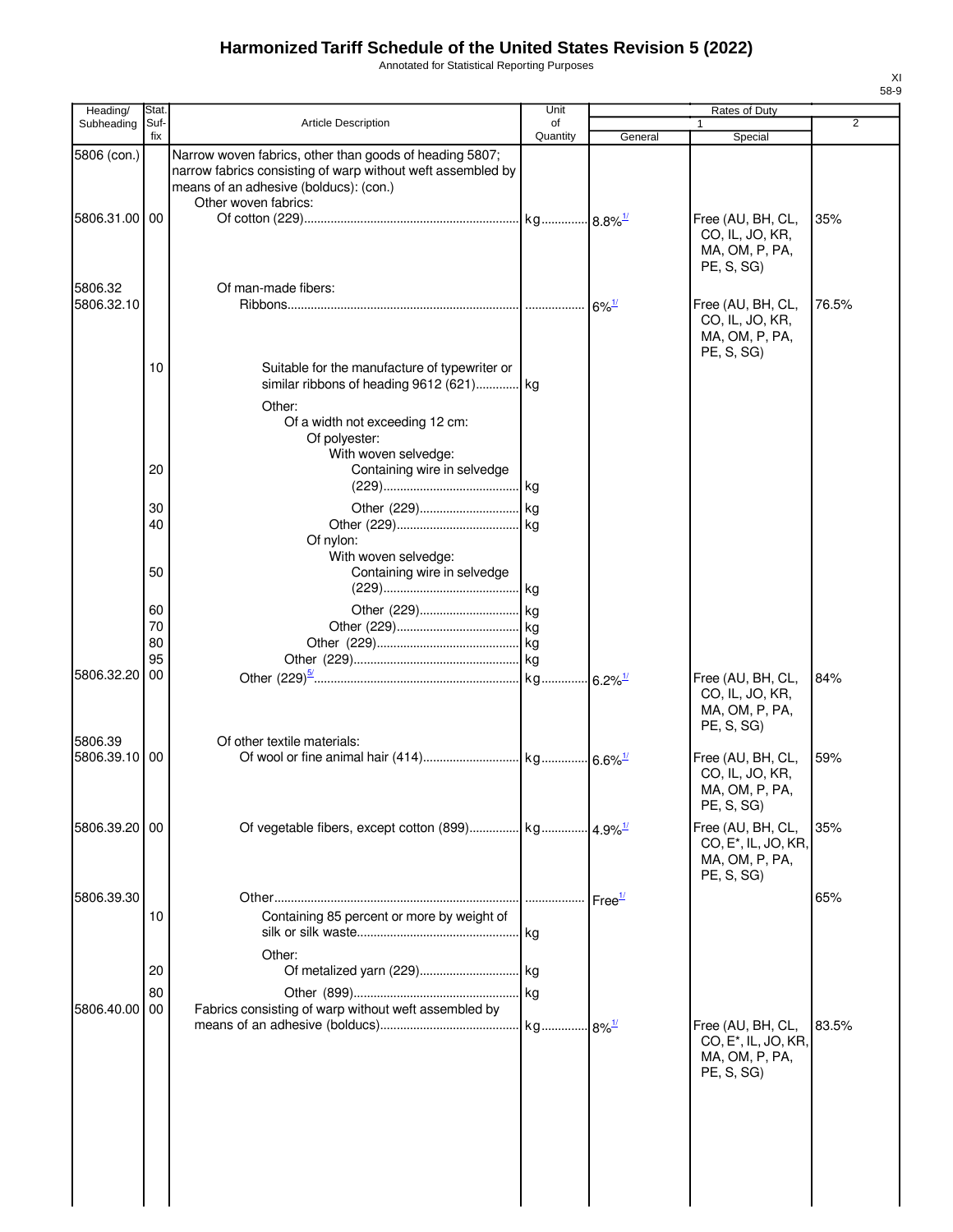# Harmonized Tariff Schedule of the United States Revision 5 (2022)

Annotated for Statistical Reporting Purposes

XI
58-9

| Heading/ Subheading | Stat. Suf- fix | Article Description | Unit of Quantity | Rates of Duty 1 General | Special | 2 |
|---|---|---|---|---|---|---|
| 5806 (con.) | | Narrow woven fabrics, other than goods of heading 5807; narrow fabrics consisting of warp without weft assembled by means of an adhesive (bolducs): (con.) | | | | |
| | | Other woven fabrics: | | | | |
| 5806.31.00 | 00 | Of cotton (229) | kg | 8.8%[1/] | Free (AU, BH, CL, CO, IL, JO, KR, MA, OM, P, PA, PE, S, SG) | 35% |
| 5806.32 | | Of man-made fibers: | | | | |
| 5806.32.10 | | Ribbons | | 6%[1/] | Free (AU, BH, CL, CO, IL, JO, KR, MA, OM, P, PA, PE, S, SG) | 76.5% |
| | 10 | Suitable for the manufacture of typewriter or similar ribbons of heading 9612 (621) | kg | | | |
| | | Other: | | | | |
| | | Of a width not exceeding 12 cm: | | | | |
| | | Of polyester: | | | | |
| | | With woven selvedge: | | | | |
| | 20 | Containing wire in selvedge (229) | kg | | | |
| | 30 | Other (229) | kg | | | |
| | 40 | Other (229) | kg | | | |
| | | Of nylon: | | | | |
| | | With woven selvedge: | | | | |
| | 50 | Containing wire in selvedge (229) | kg | | | |
| | 60 | Other (229) | kg | | | |
| | 70 | Other (229) | kg | | | |
| | 80 | Other (229) | kg | | | |
| | 95 | Other (229) | kg | | | |
| 5806.32.20 | 00 | Other (229)[5/] | kg | 6.2%[1/] | Free (AU, BH, CL, CO, IL, JO, KR, MA, OM, P, PA, PE, S, SG) | 84% |
| 5806.39 | | Of other textile materials: | | | | |
| 5806.39.10 | 00 | Of wool or fine animal hair (414) | kg | 6.6%[1/] | Free (AU, BH, CL, CO, IL, JO, KR, MA, OM, P, PA, PE, S, SG) | 59% |
| 5806.39.20 | 00 | Of vegetable fibers, except cotton (899) | kg | 4.9%[1/] | Free (AU, BH, CL, CO, E*, IL, JO, KR, MA, OM, P, PA, PE, S, SG) | 35% |
| 5806.39.30 | | Other | | Free[1/] | | 65% |
| | 10 | Containing 85 percent or more by weight of silk or silk waste | kg | | | |
| | | Other: | | | | |
| | 20 | Of metalized yarn (229) | kg | | | |
| | 80 | Other (899) | kg | | | |
| 5806.40.00 | 00 | Fabrics consisting of warp without weft assembled by means of an adhesive (bolducs) | kg | 8%[1/] | Free (AU, BH, CL, CO, E*, IL, JO, KR, MA, OM, P, PA, PE, S, SG) | 83.5% |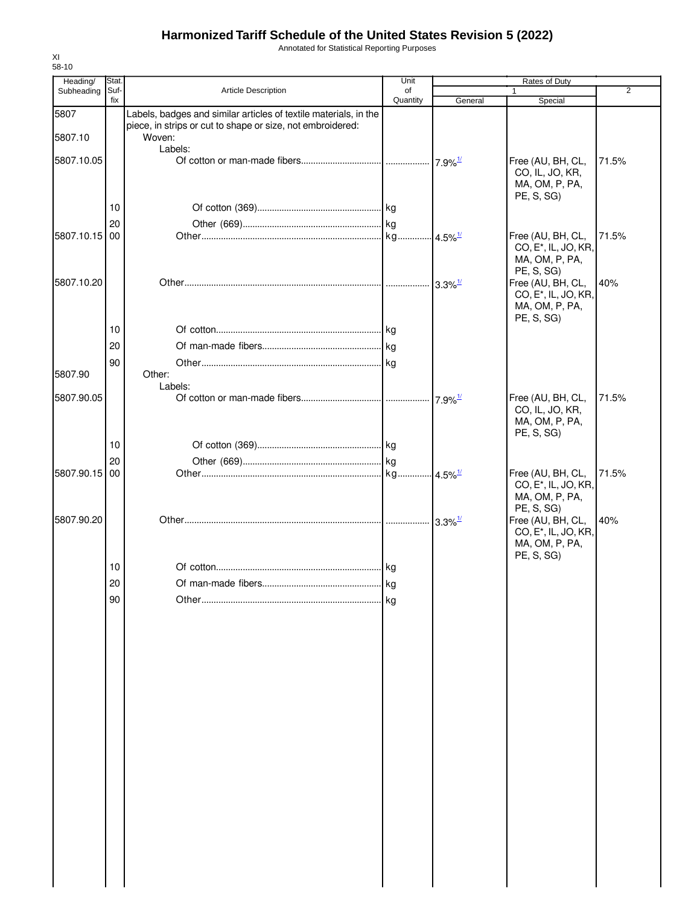# Harmonized Tariff Schedule of the United States Revision 5 (2022)

Annotated for Statistical Reporting Purposes

XI
58-10

| Heading/ Subheading | Stat. Suf- fix | Article Description | Unit of Quantity | Rates of Duty 1 General | Special | 2 |
|---|---|---|---|---|---|---|
| 5807 | | Labels, badges and similar articles of textile materials, in the piece, in strips or cut to shape or size, not embroidered: | | | | |
| 5807.10 | | Woven: | | | | |
| | | Labels: | | | | |
| 5807.10.05 | | Of cotton or man-made fibers | | 7.9%[1/] | Free (AU, BH, CL, CO, IL, JO, KR, MA, OM, P, PA, PE, S, SG) | 71.5% |
| | 10 | Of cotton (369) | kg | | | |
| | 20 | Other (669) | kg | | | |
| 5807.10.15 | 00 | Other | kg | 4.5%[1/] | Free (AU, BH, CL, CO, E*, IL, JO, KR, MA, OM, P, PA, PE, S, SG) | 71.5% |
| 5807.10.20 | | Other | | 3.3%[1/] | Free (AU, BH, CL, CO, E*, IL, JO, KR, MA, OM, P, PA, PE, S, SG) | 40% |
| | 10 | Of cotton | kg | | | |
| | 20 | Of man-made fibers | kg | | | |
| | 90 | Other | kg | | | |
| 5807.90 | | Other: | | | | |
| | | Labels: | | | | |
| 5807.90.05 | | Of cotton or man-made fibers | | 7.9%[1/] | Free (AU, BH, CL, CO, IL, JO, KR, MA, OM, P, PA, PE, S, SG) | 71.5% |
| | 10 | Of cotton (369) | kg | | | |
| | 20 | Other (669) | kg | | | |
| 5807.90.15 | 00 | Other | kg | 4.5%[1/] | Free (AU, BH, CL, CO, E*, IL, JO, KR, MA, OM, P, PA, PE, S, SG) | 71.5% |
| 5807.90.20 | | Other | | 3.3%[1/] | Free (AU, BH, CL, CO, E*, IL, JO, KR, MA, OM, P, PA, PE, S, SG) | 40% |
| | 10 | Of cotton | kg | | | |
| | 20 | Of man-made fibers | kg | | | |
| | 90 | Other | kg | | | |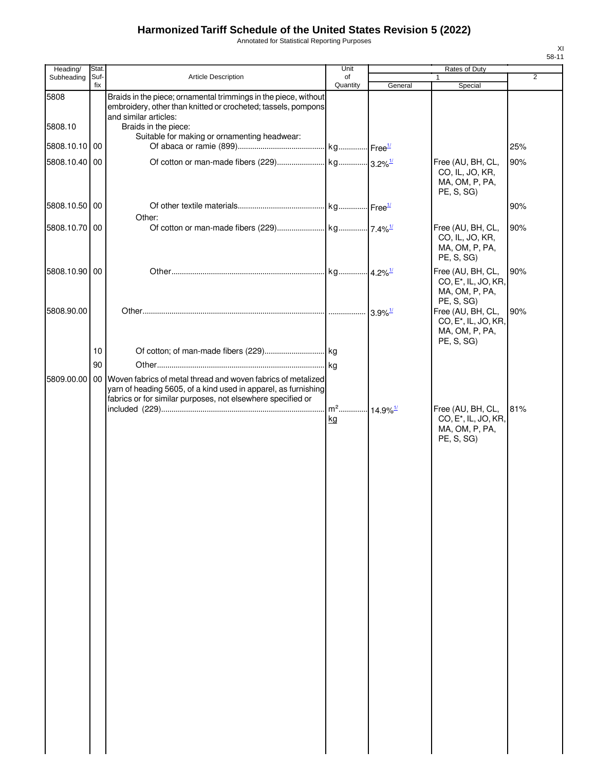# Harmonized Tariff Schedule of the United States Revision 5 (2022)

Annotated for Statistical Reporting Purposes

XI
58-11

| Heading/ Subheading | Stat. Suf-fix | Article Description | Unit of Quantity | Rates of Duty 1 General | Rates of Duty 1 Special | Rates of Duty 2 |
|---|---|---|---|---|---|---|
| 5808 | | Braids in the piece; ornamental trimmings in the piece, without embroidery, other than knitted or crocheted; tassels, pompons and similar articles: | | | | |
| 5808.10 | | Braids in the piece: | | | | |
| | | Suitable for making or ornamenting headwear: | | | | |
| 5808.10.10 | 00 | Of abaca or ramie (899) | kg | Free[1/] | | 25% |
| 5808.10.40 | 00 | Of cotton or man-made fibers (229) | kg | 3.2%[1/] | Free (AU, BH, CL, CO, IL, JO, KR, MA, OM, P, PA, PE, S, SG) | 90% |
| 5808.10.50 | 00 | Of other textile materials | kg | Free[1/] | | 90% |
| | | Other: | | | | |
| 5808.10.70 | 00 | Of cotton or man-made fibers (229) | kg | 7.4%[1/] | Free (AU, BH, CL, CO, IL, JO, KR, MA, OM, P, PA, PE, S, SG) | 90% |
| 5808.10.90 | 00 | Other | kg | 4.2%[1/] | Free (AU, BH, CL, CO, E*, IL, JO, KR, MA, OM, P, PA, PE, S, SG) | 90% |
| 5808.90.00 | | Other | | 3.9%[1/] | Free (AU, BH, CL, CO, E*, IL, JO, KR, MA, OM, P, PA, PE, S, SG) | 90% |
| | 10 | Of cotton; of man-made fibers (229) | kg | | | |
| | 90 | Other | kg | | | |
| 5809.00.00 | 00 | Woven fabrics of metal thread and woven fabrics of metalized yarn of heading 5605, of a kind used in apparel, as furnishing fabrics or for similar purposes, not elsewhere specified or included (229) | $m^2$ kg | 14.9%[1/] | Free (AU, BH, CL, CO, E*, IL, JO, KR, MA, OM, P, PA, PE, S, SG) | 81% |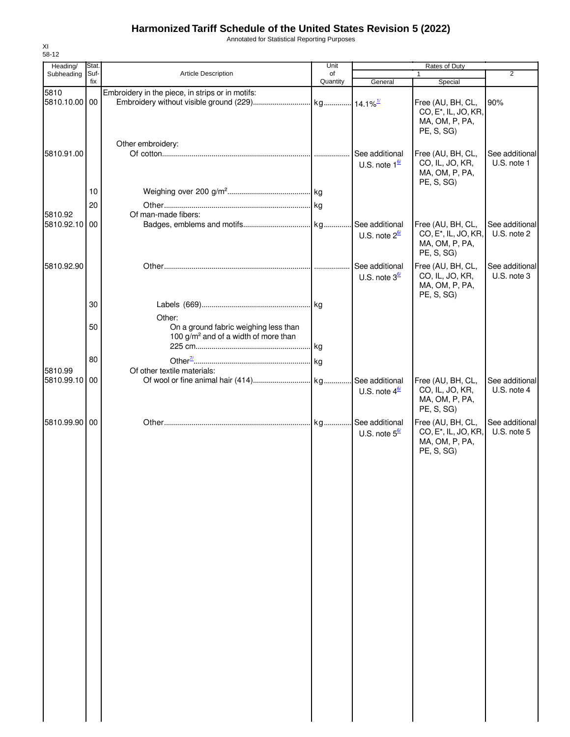# Harmonized Tariff Schedule of the United States Revision 5 (2022)

Annotated for Statistical Reporting Purposes

XI
58-12

| Heading/ Subheading | Stat. Suf-fix | Article Description | Unit of Quantity | Rates of Duty 1 General | 1 Special | 2 |
|---|---|---|---|---|---|---|
| 5810 | | Embroidery in the piece, in strips or in motifs: | | | | |
| 5810.10.00 | 00 | Embroidery without visible ground (229) | kg | 14.1%[1/] | Free (AU, BH, CL, CO, E*, IL, JO, KR, MA, OM, P, PA, PE, S, SG) | 90% |
| | | Other embroidery: | | | | |
| 5810.91.00 | | Of cotton | | See additional U.S. note 1[6/] | Free (AU, BH, CL, CO, IL, JO, KR, MA, OM, P, PA, PE, S, SG) | See additional U.S. note 1 |
| | 10 | Weighing over 200 g/m² | kg | | | |
| | 20 | Other | kg | | | |
| 5810.92 | | Of man-made fibers: | | | | |
| 5810.92.10 | 00 | Badges, emblems and motifs | kg | See additional U.S. note 2[6/] | Free (AU, BH, CL, CO, E*, IL, JO, KR, MA, OM, P, PA, PE, S, SG) | See additional U.S. note 2 |
| 5810.92.90 | | Other | | See additional U.S. note 3[6/] | Free (AU, BH, CL, CO, IL, JO, KR, MA, OM, P, PA, PE, S, SG) | See additional U.S. note 3 |
| | 30 | Labels (669) | kg | | | |
| | | Other: | | | | |
| | 50 | On a ground fabric weighing less than 100 g/m² and of a width of more than 225 cm | kg | | | |
| | 80 | Other[7/] | kg | | | |
| 5810.99 | | Of other textile materials: | | | | |
| 5810.99.10 | 00 | Of wool or fine animal hair (414) | kg | See additional U.S. note 4[6/] | Free (AU, BH, CL, CO, IL, JO, KR, MA, OM, P, PA, PE, S, SG) | See additional U.S. note 4 |
| 5810.99.90 | 00 | Other | kg | See additional U.S. note 5[6/] | Free (AU, BH, CL, CO, E*, IL, JO, KR, MA, OM, P, PA, PE, S, SG) | See additional U.S. note 5 |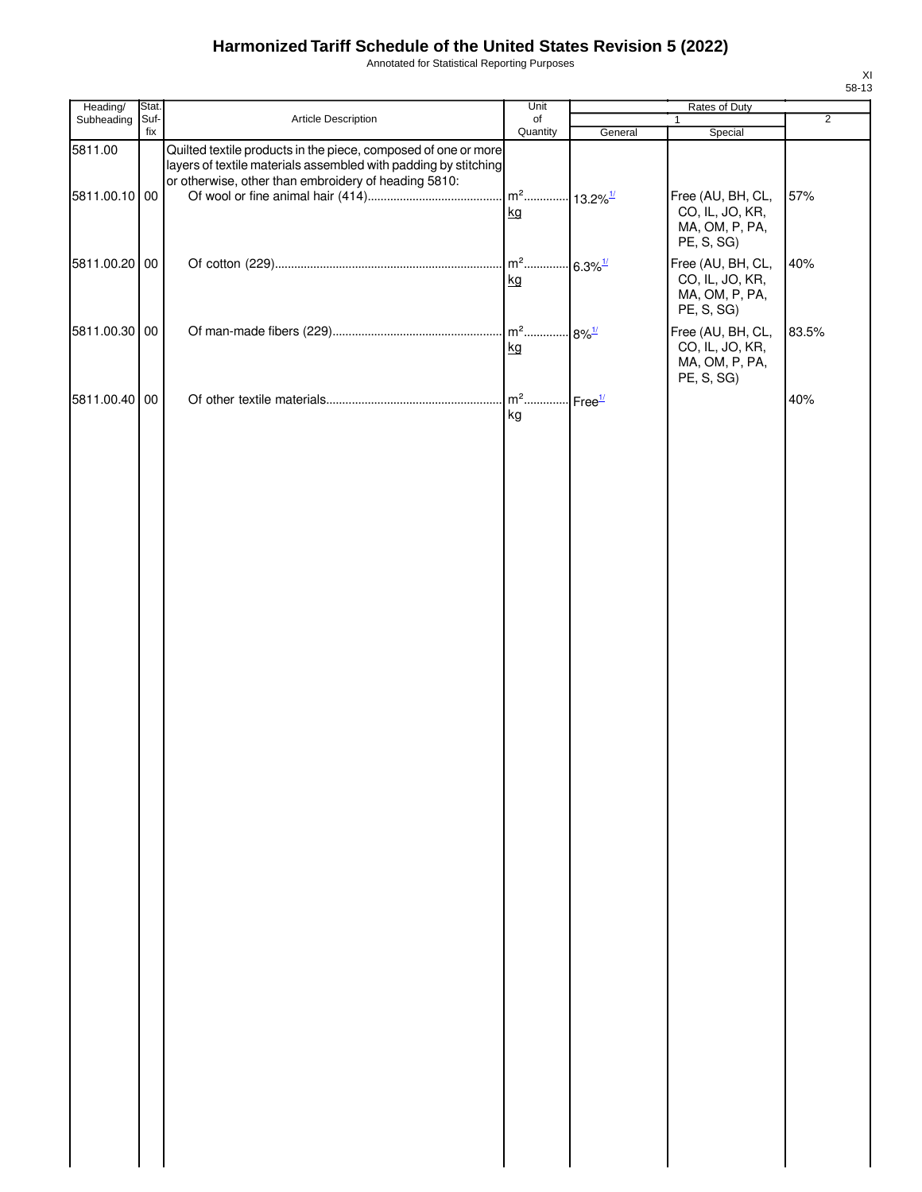# Harmonized Tariff Schedule of the United States Revision 5 (2022)

Annotated for Statistical Reporting Purposes

XI
58-13

| Heading/ Subheading | Stat. Suf- fix | Article Description | Unit of Quantity | Rates of Duty | | |
|---|---|---|---|---|---|---|
| | | | | 1 | | 2 |
| | | | | General | Special | |
| 5811.00 | | Quilted textile products in the piece, composed of one or more layers of textile materials assembled with padding by stitching or otherwise, other than embroidery of heading 5810: | | | | |
| 5811.00.10 | 00 | Of wool or fine animal hair (414) | $m^2$<br>kg | 13.2%[1/] | Free (AU, BH, CL, CO, IL, JO, KR, MA, OM, P, PA, PE, S, SG) | 57% |
| 5811.00.20 | 00 | Of cotton (229) | $m^2$<br>kg | 6.3%[1/] | Free (AU, BH, CL, CO, IL, JO, KR, MA, OM, P, PA, PE, S, SG) | 40% |
| 5811.00.30 | 00 | Of man-made fibers (229) | $m^2$<br>kg | 8%[1/] | Free (AU, BH, CL, CO, IL, JO, KR, MA, OM, P, PA, PE, S, SG) | 83.5% |
| 5811.00.40 | 00 | Of other textile materials | $m^2$<br>kg | Free[1/] | | 40% |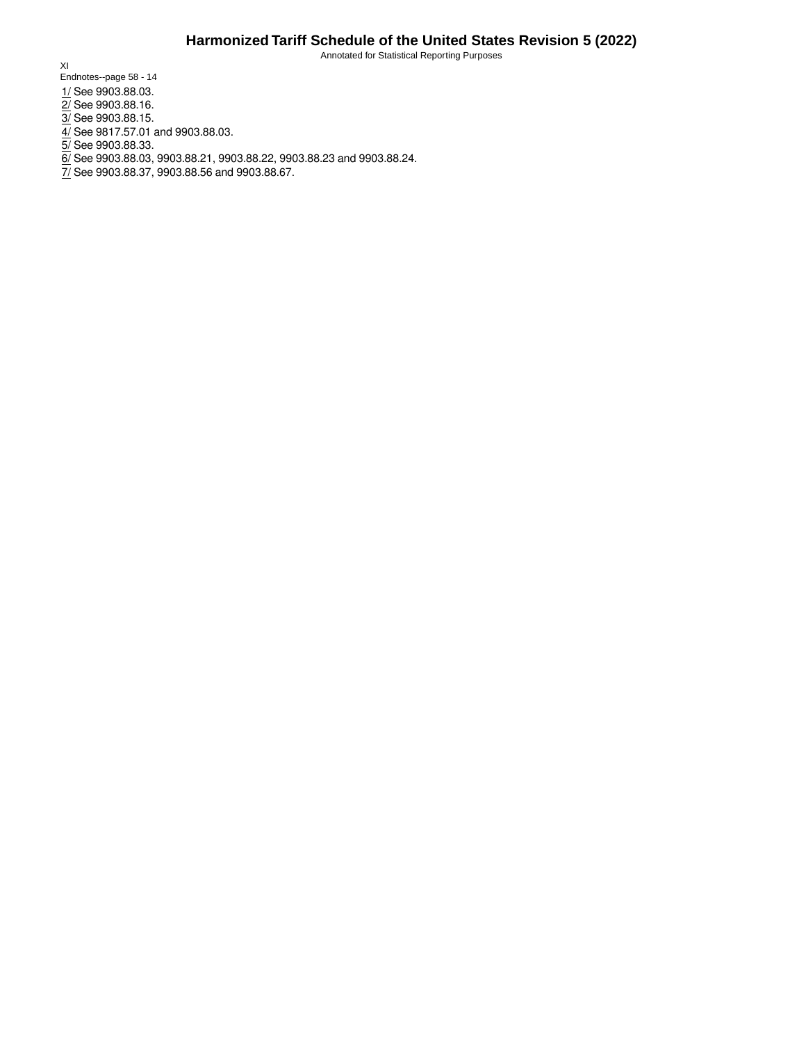1/ See 9903.88.03.

2/ See 9903.88.16.

3/ See 9903.88.15.

4/ See 9817.57.01 and 9903.88.03.

5/ See 9903.88.33.

6/ See 9903.88.03, 9903.88.21, 9903.88.22, 9903.88.23 and 9903.88.24.

7/ See 9903.88.37, 9903.88.56 and 9903.88.67.